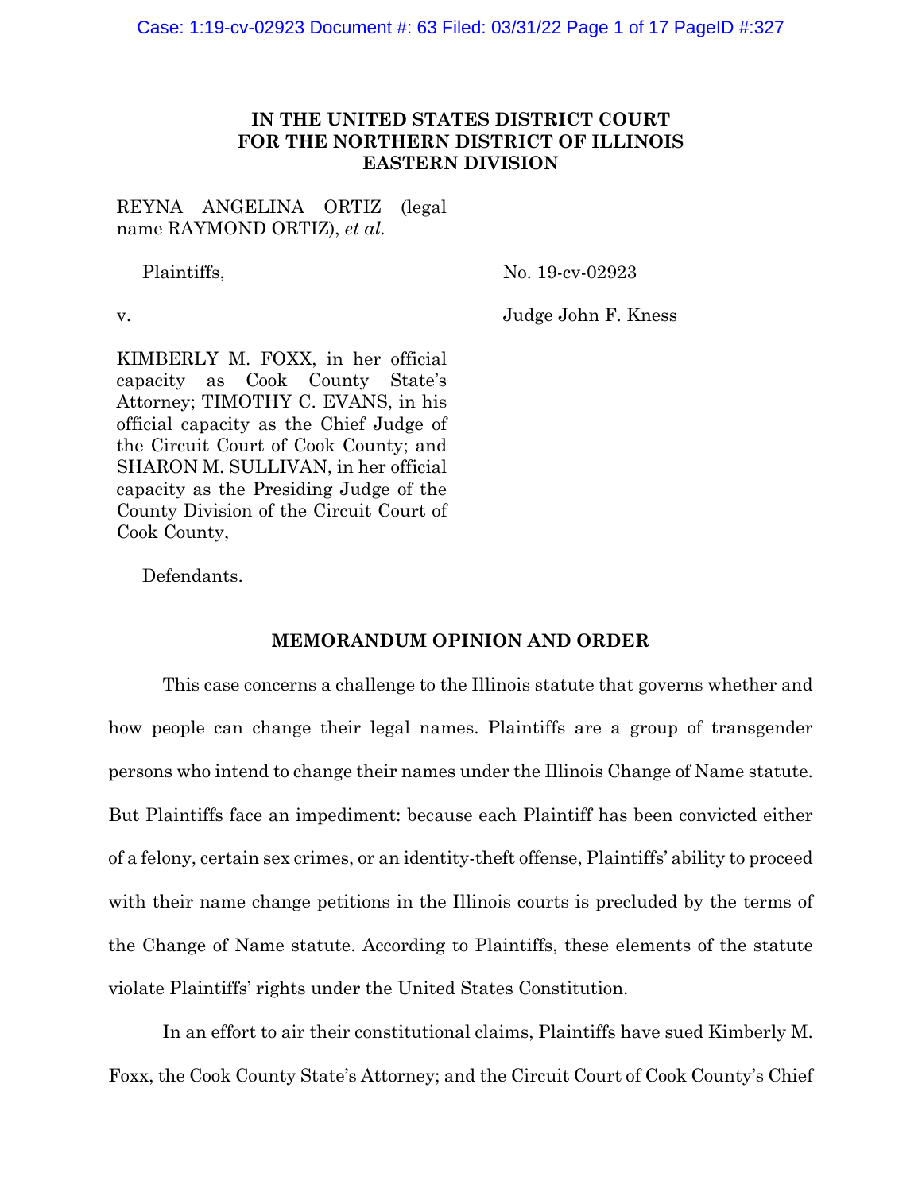**IN THE UNITED STATES DISTRICT COURT FOR THE NORTHERN DISTRICT OF ILLINOIS EASTERN DIVISION**

REYNA ANGELINA ORTIZ (legal name RAYMOND ORTIZ), *et al.*

Plaintiffs,

v.

KIMBERLY M. FOXX, in her official capacity as Cook County State's Attorney; TIMOTHY C. EVANS, in his official capacity as the Chief Judge of the Circuit Court of Cook County; and SHARON M. SULLIVAN, in her official capacity as the Presiding Judge of the County Division of the Circuit Court of Cook County,

Defendants.

No. 19-cv-02923

Judge John F. Kness

**MEMORANDUM OPINION AND ORDER**

This case concerns a challenge to the Illinois statute that governs whether and how people can change their legal names. Plaintiffs are a group of transgender persons who intend to change their names under the Illinois Change of Name statute. But Plaintiffs face an impediment: because each Plaintiff has been convicted either of a felony, certain sex crimes, or an identity-theft offense, Plaintiffs' ability to proceed with their name change petitions in the Illinois courts is precluded by the terms of the Change of Name statute. According to Plaintiffs, these elements of the statute violate Plaintiffs' rights under the United States Constitution.

In an effort to air their constitutional claims, Plaintiffs have sued Kimberly M. Foxx, the Cook County State's Attorney; and the Circuit Court of Cook County's Chief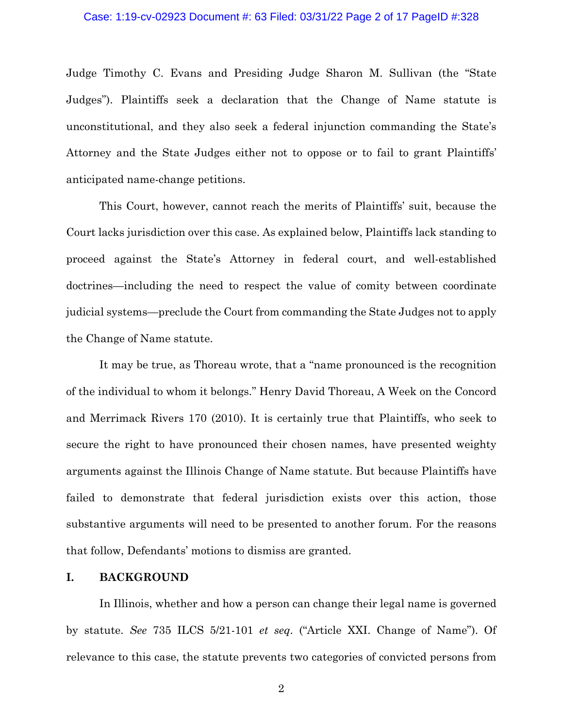Judge Timothy C. Evans and Presiding Judge Sharon M. Sullivan (the "State Judges"). Plaintiffs seek a declaration that the Change of Name statute is unconstitutional, and they also seek a federal injunction commanding the State's Attorney and the State Judges either not to oppose or to fail to grant Plaintiffs' anticipated name-change petitions.

This Court, however, cannot reach the merits of Plaintiffs' suit, because the Court lacks jurisdiction over this case. As explained below, Plaintiffs lack standing to proceed against the State's Attorney in federal court, and well-established doctrines—including the need to respect the value of comity between coordinate judicial systems—preclude the Court from commanding the State Judges not to apply the Change of Name statute.

It may be true, as Thoreau wrote, that a "name pronounced is the recognition of the individual to whom it belongs." Henry David Thoreau, A Week on the Concord and Merrimack Rivers 170 (2010). It is certainly true that Plaintiffs, who seek to secure the right to have pronounced their chosen names, have presented weighty arguments against the Illinois Change of Name statute. But because Plaintiffs have failed to demonstrate that federal jurisdiction exists over this action, those substantive arguments will need to be presented to another forum. For the reasons that follow, Defendants' motions to dismiss are granted.

## I. BACKGROUND

In Illinois, whether and how a person can change their legal name is governed by statute. *See* 735 ILCS 5/21-101 *et seq*. ("Article XXI. Change of Name"). Of relevance to this case, the statute prevents two categories of convicted persons from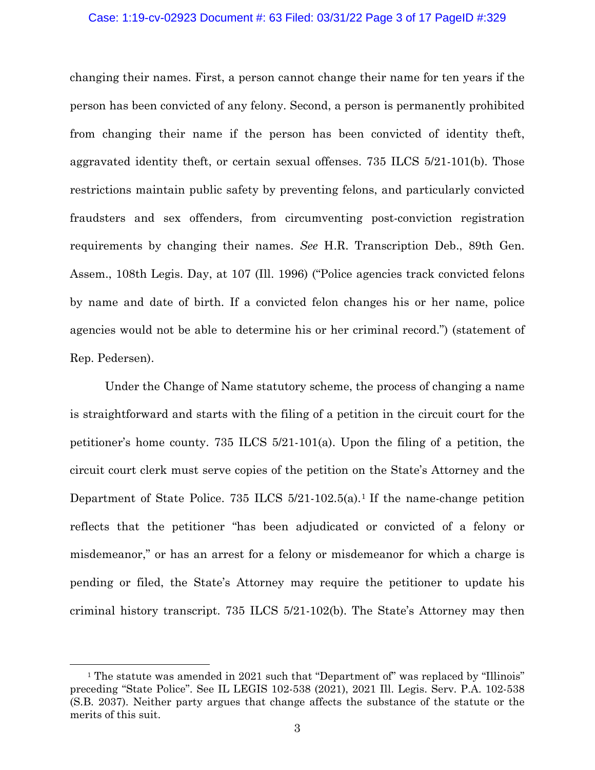changing their names. First, a person cannot change their name for ten years if the person has been convicted of any felony. Second, a person is permanently prohibited from changing their name if the person has been convicted of identity theft, aggravated identity theft, or certain sexual offenses. 735 ILCS 5/21-101(b). Those restrictions maintain public safety by preventing felons, and particularly convicted fraudsters and sex offenders, from circumventing post-conviction registration requirements by changing their names. *See* H.R. Transcription Deb., 89th Gen. Assem., 108th Legis. Day, at 107 (Ill. 1996) ("Police agencies track convicted felons by name and date of birth. If a convicted felon changes his or her name, police agencies would not be able to determine his or her criminal record.") (statement of Rep. Pedersen).

Under the Change of Name statutory scheme, the process of changing a name is straightforward and starts with the filing of a petition in the circuit court for the petitioner's home county. 735 ILCS 5/21-101(a). Upon the filing of a petition, the circuit court clerk must serve copies of the petition on the State's Attorney and the Department of State Police. 735 ILCS 5/21-102.5(a).[1] If the name-change petition reflects that the petitioner "has been adjudicated or convicted of a felony or misdemeanor," or has an arrest for a felony or misdemeanor for which a charge is pending or filed, the State's Attorney may require the petitioner to update his criminal history transcript. 735 ILCS 5/21-102(b). The State's Attorney may then

[1] The statute was amended in 2021 such that "Department of" was replaced by "Illinois" preceding "State Police". See IL LEGIS 102-538 (2021), 2021 Ill. Legis. Serv. P.A. 102-538 (S.B. 2037). Neither party argues that change affects the substance of the statute or the merits of this suit.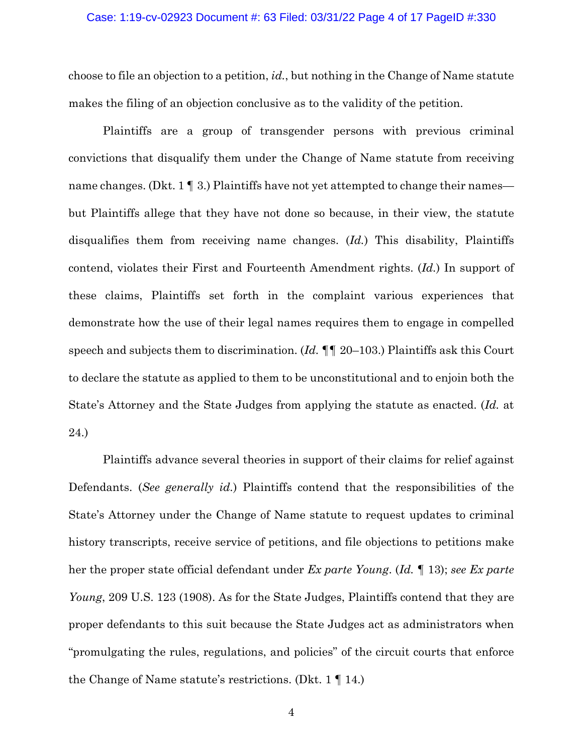choose to file an objection to a petition, *id.*, but nothing in the Change of Name statute makes the filing of an objection conclusive as to the validity of the petition.

Plaintiffs are a group of transgender persons with previous criminal convictions that disqualify them under the Change of Name statute from receiving name changes. (Dkt. 1 ¶ 3.) Plaintiffs have not yet attempted to change their names—but Plaintiffs allege that they have not done so because, in their view, the statute disqualifies them from receiving name changes. (*Id.*) This disability, Plaintiffs contend, violates their First and Fourteenth Amendment rights. (*Id.*) In support of these claims, Plaintiffs set forth in the complaint various experiences that demonstrate how the use of their legal names requires them to engage in compelled speech and subjects them to discrimination. (*Id.* ¶¶ 20–103.) Plaintiffs ask this Court to declare the statute as applied to them to be unconstitutional and to enjoin both the State's Attorney and the State Judges from applying the statute as enacted. (*Id.* at 24.)

Plaintiffs advance several theories in support of their claims for relief against Defendants. (*See generally id.*) Plaintiffs contend that the responsibilities of the State's Attorney under the Change of Name statute to request updates to criminal history transcripts, receive service of petitions, and file objections to petitions make her the proper state official defendant under *Ex parte Young*. (*Id.* ¶ 13); *see Ex parte Young*, 209 U.S. 123 (1908). As for the State Judges, Plaintiffs contend that they are proper defendants to this suit because the State Judges act as administrators when "promulgating the rules, regulations, and policies" of the circuit courts that enforce the Change of Name statute's restrictions. (Dkt. 1 ¶ 14.)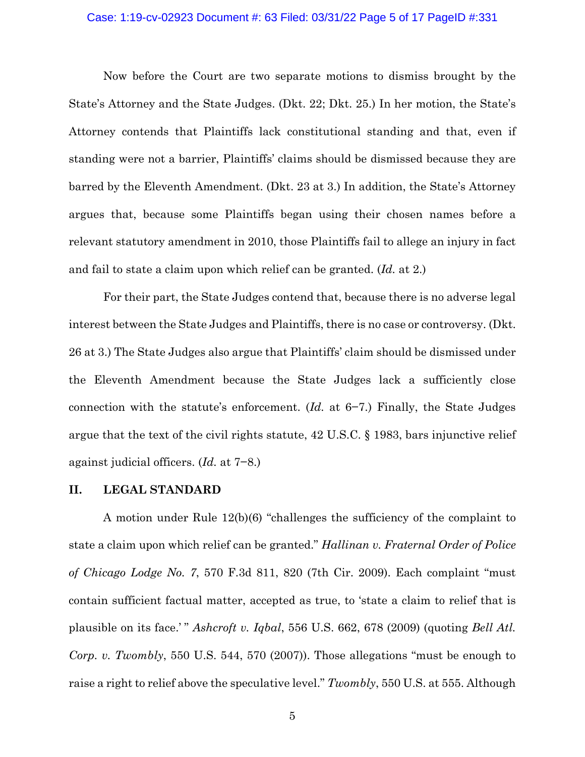Now before the Court are two separate motions to dismiss brought by the State's Attorney and the State Judges. (Dkt. 22; Dkt. 25.) In her motion, the State's Attorney contends that Plaintiffs lack constitutional standing and that, even if standing were not a barrier, Plaintiffs' claims should be dismissed because they are barred by the Eleventh Amendment. (Dkt. 23 at 3.) In addition, the State's Attorney argues that, because some Plaintiffs began using their chosen names before a relevant statutory amendment in 2010, those Plaintiffs fail to allege an injury in fact and fail to state a claim upon which relief can be granted. (*Id.* at 2.)

For their part, the State Judges contend that, because there is no adverse legal interest between the State Judges and Plaintiffs, there is no case or controversy. (Dkt. 26 at 3.) The State Judges also argue that Plaintiffs' claim should be dismissed under the Eleventh Amendment because the State Judges lack a sufficiently close connection with the statute's enforcement. (*Id.* at 6−7.) Finally, the State Judges argue that the text of the civil rights statute, 42 U.S.C. § 1983, bars injunctive relief against judicial officers. (*Id.* at 7−8.)

## II. LEGAL STANDARD

A motion under Rule 12(b)(6) "challenges the sufficiency of the complaint to state a claim upon which relief can be granted." *Hallinan v. Fraternal Order of Police of Chicago Lodge No. 7*, 570 F.3d 811, 820 (7th Cir. 2009). Each complaint "must contain sufficient factual matter, accepted as true, to 'state a claim to relief that is plausible on its face.' " *Ashcroft v. Iqbal*, 556 U.S. 662, 678 (2009) (quoting *Bell Atl. Corp. v. Twombly*, 550 U.S. 544, 570 (2007)). Those allegations "must be enough to raise a right to relief above the speculative level." *Twombly*, 550 U.S. at 555. Although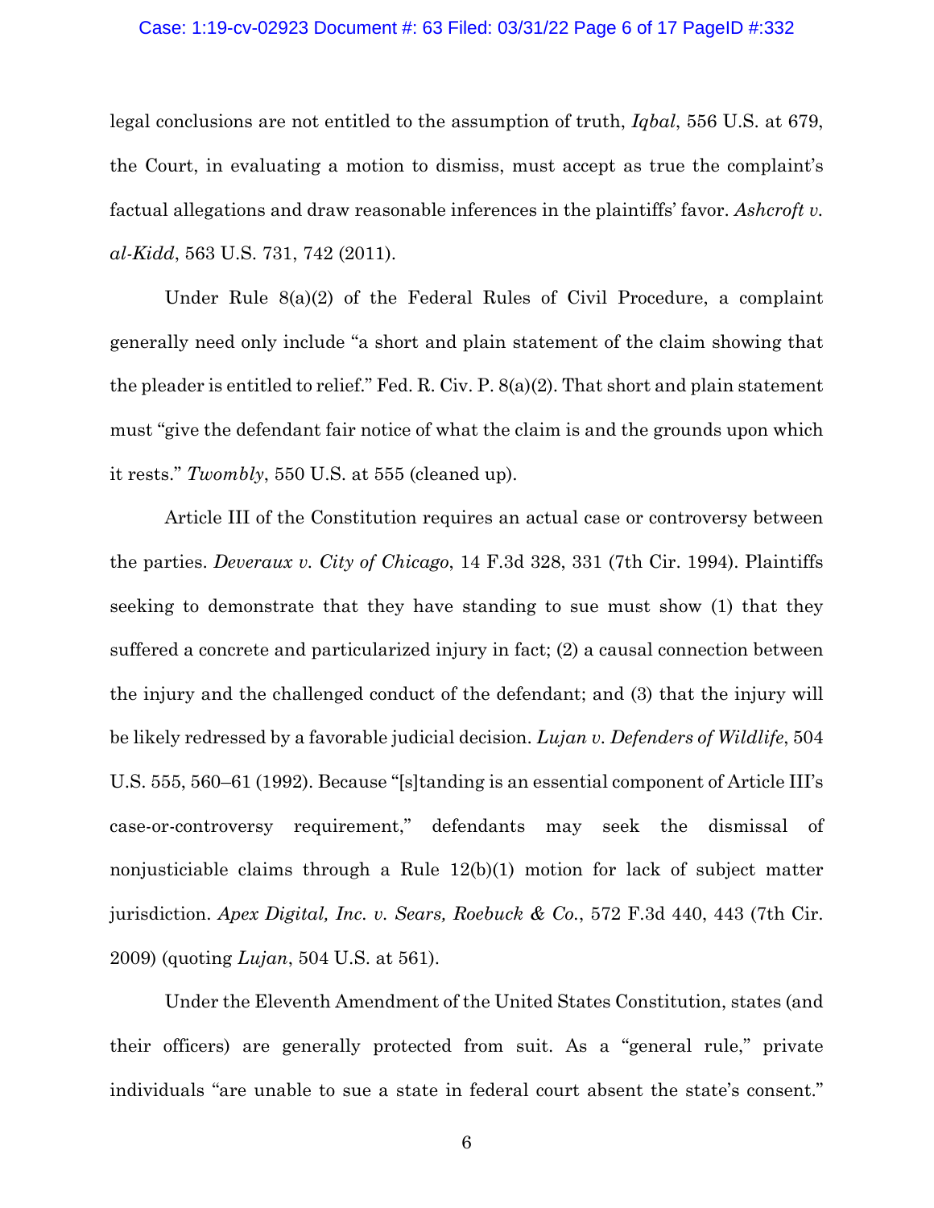legal conclusions are not entitled to the assumption of truth, *Iqbal*, 556 U.S. at 679, the Court, in evaluating a motion to dismiss, must accept as true the complaint's factual allegations and draw reasonable inferences in the plaintiffs' favor. *Ashcroft v. al-Kidd*, 563 U.S. 731, 742 (2011).

Under Rule 8(a)(2) of the Federal Rules of Civil Procedure, a complaint generally need only include "a short and plain statement of the claim showing that the pleader is entitled to relief." Fed. R. Civ. P. 8(a)(2). That short and plain statement must "give the defendant fair notice of what the claim is and the grounds upon which it rests." *Twombly*, 550 U.S. at 555 (cleaned up).

Article III of the Constitution requires an actual case or controversy between the parties. *Deveraux v. City of Chicago*, 14 F.3d 328, 331 (7th Cir. 1994). Plaintiffs seeking to demonstrate that they have standing to sue must show (1) that they suffered a concrete and particularized injury in fact; (2) a causal connection between the injury and the challenged conduct of the defendant; and (3) that the injury will be likely redressed by a favorable judicial decision. *Lujan v. Defenders of Wildlife*, 504 U.S. 555, 560–61 (1992). Because "[s]tanding is an essential component of Article III's case-or-controversy requirement," defendants may seek the dismissal of nonjusticiable claims through a Rule 12(b)(1) motion for lack of subject matter jurisdiction. *Apex Digital, Inc. v. Sears, Roebuck & Co.*, 572 F.3d 440, 443 (7th Cir. 2009) (quoting *Lujan*, 504 U.S. at 561).

Under the Eleventh Amendment of the United States Constitution, states (and their officers) are generally protected from suit. As a "general rule," private individuals "are unable to sue a state in federal court absent the state's consent."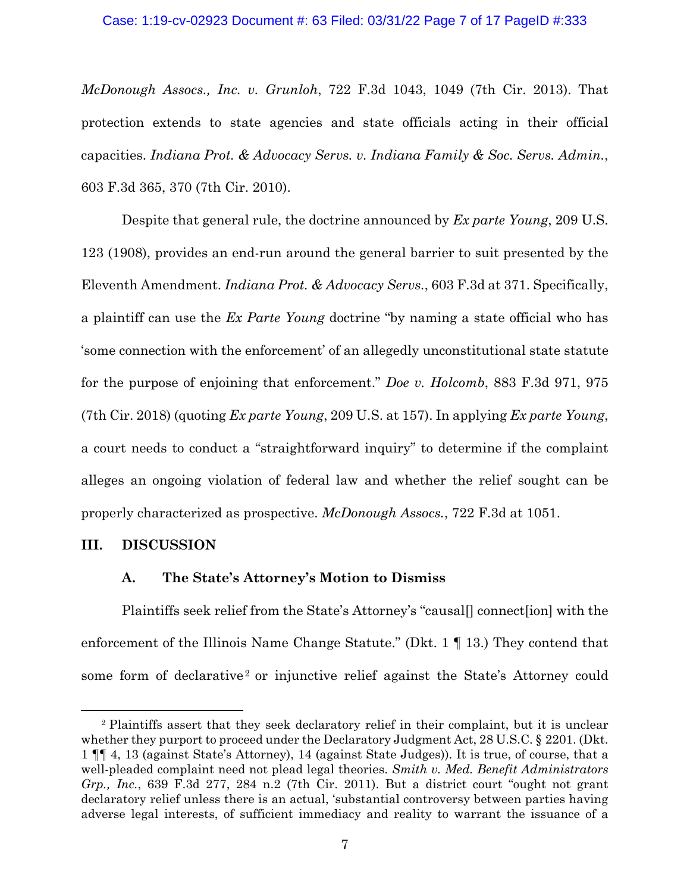*McDonough Assocs., Inc. v. Grunloh*, 722 F.3d 1043, 1049 (7th Cir. 2013). That protection extends to state agencies and state officials acting in their official capacities. *Indiana Prot. & Advocacy Servs. v. Indiana Family & Soc. Servs. Admin.*, 603 F.3d 365, 370 (7th Cir. 2010).

Despite that general rule, the doctrine announced by *Ex parte Young*, 209 U.S. 123 (1908), provides an end-run around the general barrier to suit presented by the Eleventh Amendment. *Indiana Prot. & Advocacy Servs.*, 603 F.3d at 371. Specifically, a plaintiff can use the *Ex Parte Young* doctrine "by naming a state official who has 'some connection with the enforcement' of an allegedly unconstitutional state statute for the purpose of enjoining that enforcement." *Doe v. Holcomb*, 883 F.3d 971, 975 (7th Cir. 2018) (quoting *Ex parte Young*, 209 U.S. at 157). In applying *Ex parte Young*, a court needs to conduct a "straightforward inquiry" to determine if the complaint alleges an ongoing violation of federal law and whether the relief sought can be properly characterized as prospective. *McDonough Assocs.*, 722 F.3d at 1051.

## III. DISCUSSION

### A. The State's Attorney's Motion to Dismiss

Plaintiffs seek relief from the State's Attorney's "causal[] connect[ion] with the enforcement of the Illinois Name Change Statute." (Dkt. 1 ¶ 13.) They contend that some form of declarative[2] or injunctive relief against the State's Attorney could

[2] Plaintiffs assert that they seek declaratory relief in their complaint, but it is unclear whether they purport to proceed under the Declaratory Judgment Act, 28 U.S.C. § 2201. (Dkt. 1 ¶¶ 4, 13 (against State's Attorney), 14 (against State Judges)). It is true, of course, that a well-pleaded complaint need not plead legal theories. *Smith v. Med. Benefit Administrators Grp., Inc.*, 639 F.3d 277, 284 n.2 (7th Cir. 2011). But a district court "ought not grant declaratory relief unless there is an actual, 'substantial controversy between parties having adverse legal interests, of sufficient immediacy and reality to warrant the issuance of a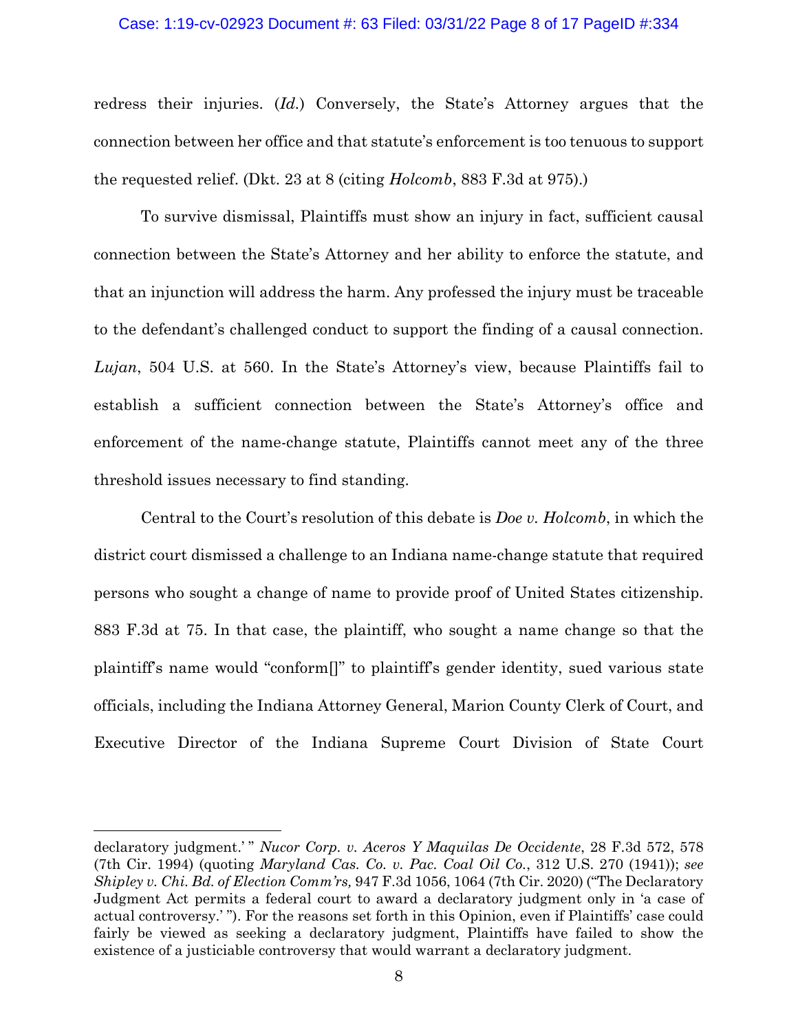redress their injuries. (*Id.*) Conversely, the State's Attorney argues that the connection between her office and that statute's enforcement is too tenuous to support the requested relief. (Dkt. 23 at 8 (citing *Holcomb*, 883 F.3d at 975).)

To survive dismissal, Plaintiffs must show an injury in fact, sufficient causal connection between the State's Attorney and her ability to enforce the statute, and that an injunction will address the harm. Any professed the injury must be traceable to the defendant's challenged conduct to support the finding of a causal connection. *Lujan*, 504 U.S. at 560. In the State's Attorney's view, because Plaintiffs fail to establish a sufficient connection between the State's Attorney's office and enforcement of the name-change statute, Plaintiffs cannot meet any of the three threshold issues necessary to find standing.

Central to the Court's resolution of this debate is *Doe v. Holcomb*, in which the district court dismissed a challenge to an Indiana name-change statute that required persons who sought a change of name to provide proof of United States citizenship. 883 F.3d at 75. In that case, the plaintiff, who sought a name change so that the plaintiff's name would "conform[]" to plaintiff's gender identity, sued various state officials, including the Indiana Attorney General, Marion County Clerk of Court, and Executive Director of the Indiana Supreme Court Division of State Court

---

declaratory judgment.' " *Nucor Corp. v. Aceros Y Maquilas De Occidente*, 28 F.3d 572, 578 (7th Cir. 1994) (quoting *Maryland Cas. Co. v. Pac. Coal Oil Co.*, 312 U.S. 270 (1941)); *see Shipley v. Chi. Bd. of Election Comm'rs,* 947 F.3d 1056, 1064 (7th Cir. 2020) ("The Declaratory Judgment Act permits a federal court to award a declaratory judgment only in 'a case of actual controversy.' "). For the reasons set forth in this Opinion, even if Plaintiffs' case could fairly be viewed as seeking a declaratory judgment, Plaintiffs have failed to show the existence of a justiciable controversy that would warrant a declaratory judgment.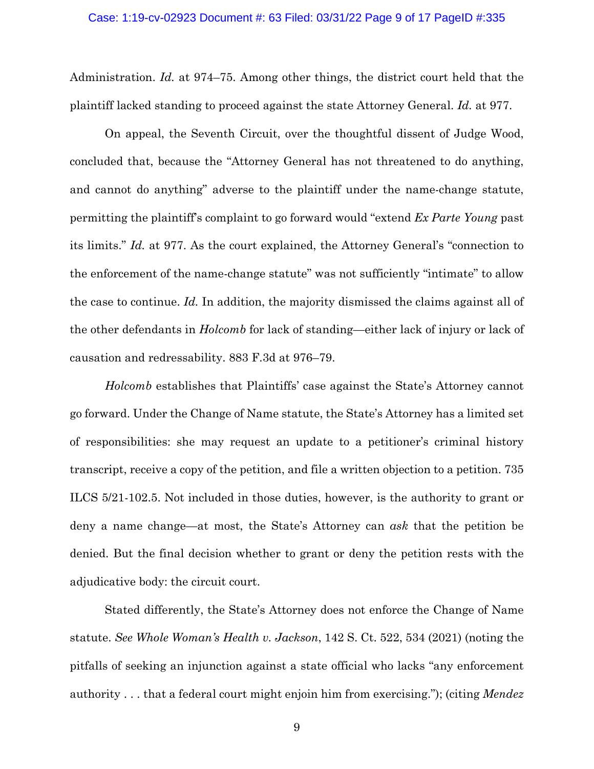Administration. *Id.* at 974–75. Among other things, the district court held that the plaintiff lacked standing to proceed against the state Attorney General. *Id.* at 977.

On appeal, the Seventh Circuit, over the thoughtful dissent of Judge Wood, concluded that, because the "Attorney General has not threatened to do anything, and cannot do anything" adverse to the plaintiff under the name-change statute, permitting the plaintiff's complaint to go forward would "extend *Ex Parte Young* past its limits." *Id.* at 977. As the court explained, the Attorney General's "connection to the enforcement of the name-change statute" was not sufficiently "intimate" to allow the case to continue. *Id.* In addition, the majority dismissed the claims against all of the other defendants in *Holcomb* for lack of standing—either lack of injury or lack of causation and redressability. 883 F.3d at 976–79.

*Holcomb* establishes that Plaintiffs' case against the State's Attorney cannot go forward. Under the Change of Name statute, the State's Attorney has a limited set of responsibilities: she may request an update to a petitioner's criminal history transcript, receive a copy of the petition, and file a written objection to a petition. 735 ILCS 5/21-102.5. Not included in those duties, however, is the authority to grant or deny a name change—at most, the State's Attorney can *ask* that the petition be denied. But the final decision whether to grant or deny the petition rests with the adjudicative body: the circuit court.

Stated differently, the State's Attorney does not enforce the Change of Name statute. *See Whole Woman's Health v. Jackson*, 142 S. Ct. 522, 534 (2021) (noting the pitfalls of seeking an injunction against a state official who lacks "any enforcement authority . . . that a federal court might enjoin him from exercising."); (citing *Mendez*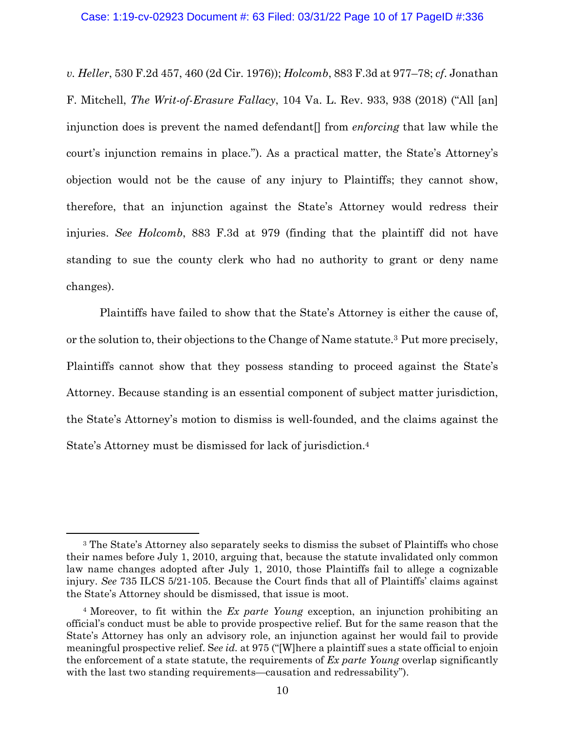*v. Heller*, 530 F.2d 457, 460 (2d Cir. 1976)); *Holcomb*, 883 F.3d at 977–78; *cf*. Jonathan F. Mitchell, *The Writ-of-Erasure Fallacy*, 104 Va. L. Rev. 933, 938 (2018) ("All [an] injunction does is prevent the named defendant[] from *enforcing* that law while the court's injunction remains in place."). As a practical matter, the State's Attorney's objection would not be the cause of any injury to Plaintiffs; they cannot show, therefore, that an injunction against the State's Attorney would redress their injuries. *See Holcomb*, 883 F.3d at 979 (finding that the plaintiff did not have standing to sue the county clerk who had no authority to grant or deny name changes).

Plaintiffs have failed to show that the State's Attorney is either the cause of, or the solution to, their objections to the Change of Name statute.[3] Put more precisely, Plaintiffs cannot show that they possess standing to proceed against the State's Attorney. Because standing is an essential component of subject matter jurisdiction, the State's Attorney's motion to dismiss is well-founded, and the claims against the State's Attorney must be dismissed for lack of jurisdiction.[4]

---

[3] The State's Attorney also separately seeks to dismiss the subset of Plaintiffs who chose their names before July 1, 2010, arguing that, because the statute invalidated only common law name changes adopted after July 1, 2010, those Plaintiffs fail to allege a cognizable injury. *See* 735 ILCS 5/21-105. Because the Court finds that all of Plaintiffs' claims against the State's Attorney should be dismissed, that issue is moot.

[4] Moreover, to fit within the *Ex parte Young* exception, an injunction prohibiting an official's conduct must be able to provide prospective relief. But for the same reason that the State's Attorney has only an advisory role, an injunction against her would fail to provide meaningful prospective relief. S*ee id.* at 975 ("[W]here a plaintiff sues a state official to enjoin the enforcement of a state statute, the requirements of *Ex parte Young* overlap significantly with the last two standing requirements—causation and redressability").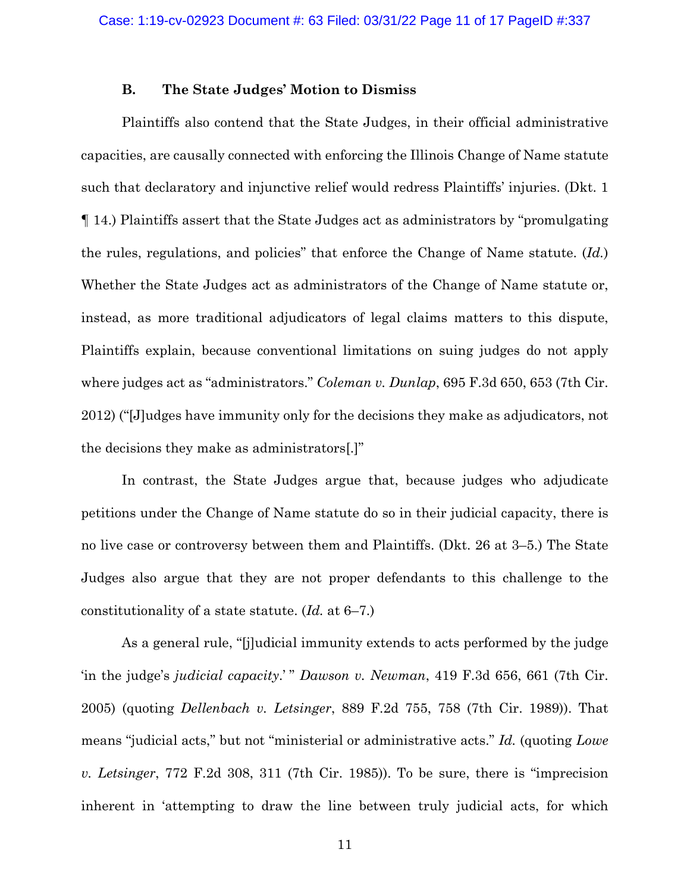### B. The State Judges' Motion to Dismiss

Plaintiffs also contend that the State Judges, in their official administrative capacities, are causally connected with enforcing the Illinois Change of Name statute such that declaratory and injunctive relief would redress Plaintiffs' injuries. (Dkt. 1 ¶ 14.) Plaintiffs assert that the State Judges act as administrators by "promulgating the rules, regulations, and policies" that enforce the Change of Name statute. (*Id.*) Whether the State Judges act as administrators of the Change of Name statute or, instead, as more traditional adjudicators of legal claims matters to this dispute, Plaintiffs explain, because conventional limitations on suing judges do not apply where judges act as "administrators." *Coleman v. Dunlap*, 695 F.3d 650, 653 (7th Cir. 2012) ("[J]udges have immunity only for the decisions they make as adjudicators, not the decisions they make as administrators[.]"

In contrast, the State Judges argue that, because judges who adjudicate petitions under the Change of Name statute do so in their judicial capacity, there is no live case or controversy between them and Plaintiffs. (Dkt. 26 at 3–5.) The State Judges also argue that they are not proper defendants to this challenge to the constitutionality of a state statute. (*Id.* at 6–7.)

As a general rule, "[j]udicial immunity extends to acts performed by the judge 'in the judge's *judicial capacity*.' " *Dawson v. Newman*, 419 F.3d 656, 661 (7th Cir. 2005) (quoting *Dellenbach v. Letsinger*, 889 F.2d 755, 758 (7th Cir. 1989)). That means "judicial acts," but not "ministerial or administrative acts." *Id.* (quoting *Lowe v. Letsinger*, 772 F.2d 308, 311 (7th Cir. 1985)). To be sure, there is "imprecision inherent in 'attempting to draw the line between truly judicial acts, for which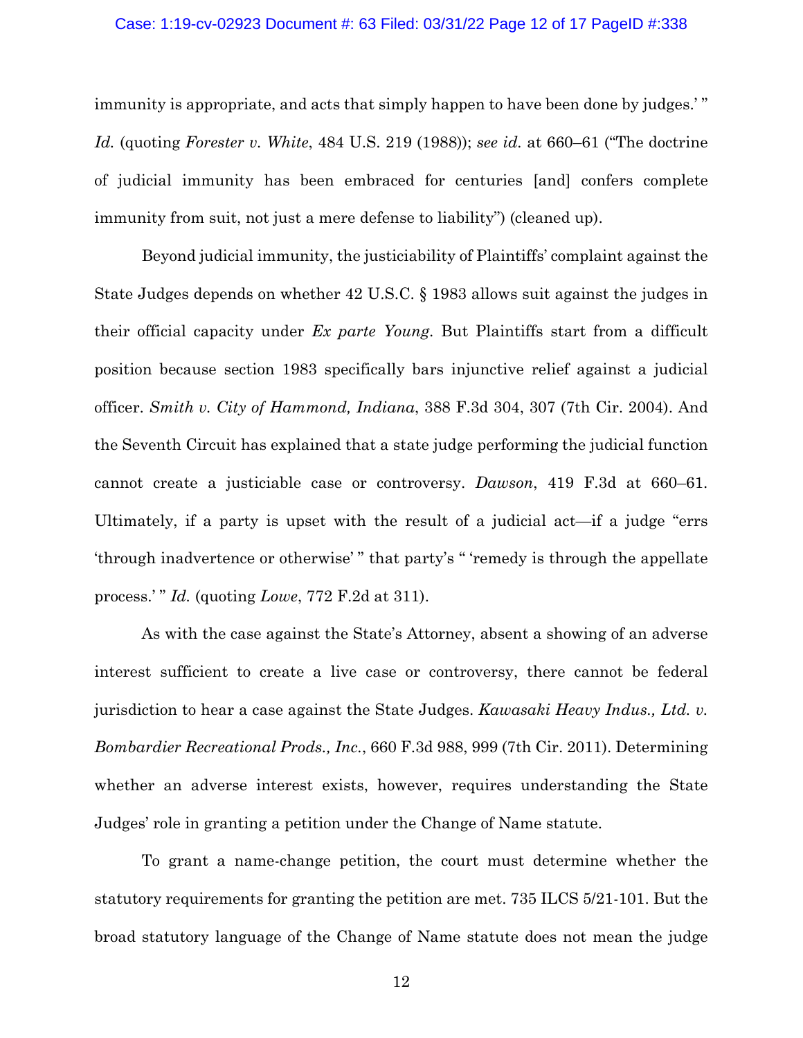immunity is appropriate, and acts that simply happen to have been done by judges.' " *Id.* (quoting *Forester v. White*, 484 U.S. 219 (1988)); *see id.* at 660–61 ("The doctrine of judicial immunity has been embraced for centuries [and] confers complete immunity from suit, not just a mere defense to liability") (cleaned up).

Beyond judicial immunity, the justiciability of Plaintiffs' complaint against the State Judges depends on whether 42 U.S.C. § 1983 allows suit against the judges in their official capacity under *Ex parte Young*. But Plaintiffs start from a difficult position because section 1983 specifically bars injunctive relief against a judicial officer. *Smith v. City of Hammond, Indiana*, 388 F.3d 304, 307 (7th Cir. 2004). And the Seventh Circuit has explained that a state judge performing the judicial function cannot create a justiciable case or controversy. *Dawson*, 419 F.3d at 660–61. Ultimately, if a party is upset with the result of a judicial act—if a judge "errs 'through inadvertence or otherwise' " that party's " 'remedy is through the appellate process.' " *Id.* (quoting *Lowe*, 772 F.2d at 311).

As with the case against the State's Attorney, absent a showing of an adverse interest sufficient to create a live case or controversy, there cannot be federal jurisdiction to hear a case against the State Judges. *Kawasaki Heavy Indus., Ltd. v. Bombardier Recreational Prods., Inc.*, 660 F.3d 988, 999 (7th Cir. 2011). Determining whether an adverse interest exists, however, requires understanding the State Judges' role in granting a petition under the Change of Name statute.

To grant a name-change petition, the court must determine whether the statutory requirements for granting the petition are met. 735 ILCS 5/21-101. But the broad statutory language of the Change of Name statute does not mean the judge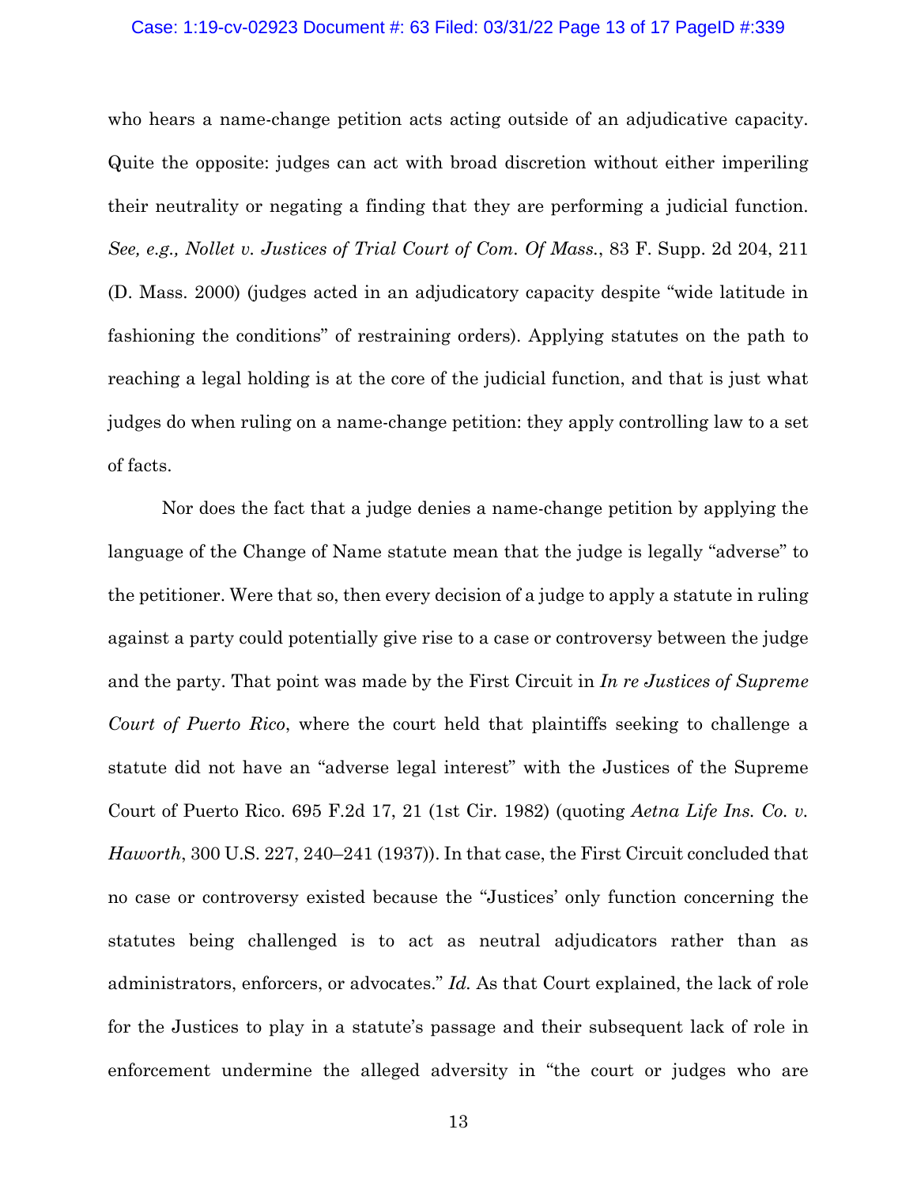who hears a name-change petition acts acting outside of an adjudicative capacity. Quite the opposite: judges can act with broad discretion without either imperiling their neutrality or negating a finding that they are performing a judicial function. *See, e.g., Nollet v. Justices of Trial Court of Com. Of Mass.*, 83 F. Supp. 2d 204, 211 (D. Mass. 2000) (judges acted in an adjudicatory capacity despite "wide latitude in fashioning the conditions" of restraining orders). Applying statutes on the path to reaching a legal holding is at the core of the judicial function, and that is just what judges do when ruling on a name-change petition: they apply controlling law to a set of facts.

Nor does the fact that a judge denies a name-change petition by applying the language of the Change of Name statute mean that the judge is legally "adverse" to the petitioner. Were that so, then every decision of a judge to apply a statute in ruling against a party could potentially give rise to a case or controversy between the judge and the party. That point was made by the First Circuit in *In re Justices of Supreme Court of Puerto Rico*, where the court held that plaintiffs seeking to challenge a statute did not have an "adverse legal interest" with the Justices of the Supreme Court of Puerto Rico. 695 F.2d 17, 21 (1st Cir. 1982) (quoting *Aetna Life Ins. Co. v. Haworth*, 300 U.S. 227, 240–241 (1937)). In that case, the First Circuit concluded that no case or controversy existed because the "Justices' only function concerning the statutes being challenged is to act as neutral adjudicators rather than as administrators, enforcers, or advocates." *Id.* As that Court explained, the lack of role for the Justices to play in a statute's passage and their subsequent lack of role in enforcement undermine the alleged adversity in "the court or judges who are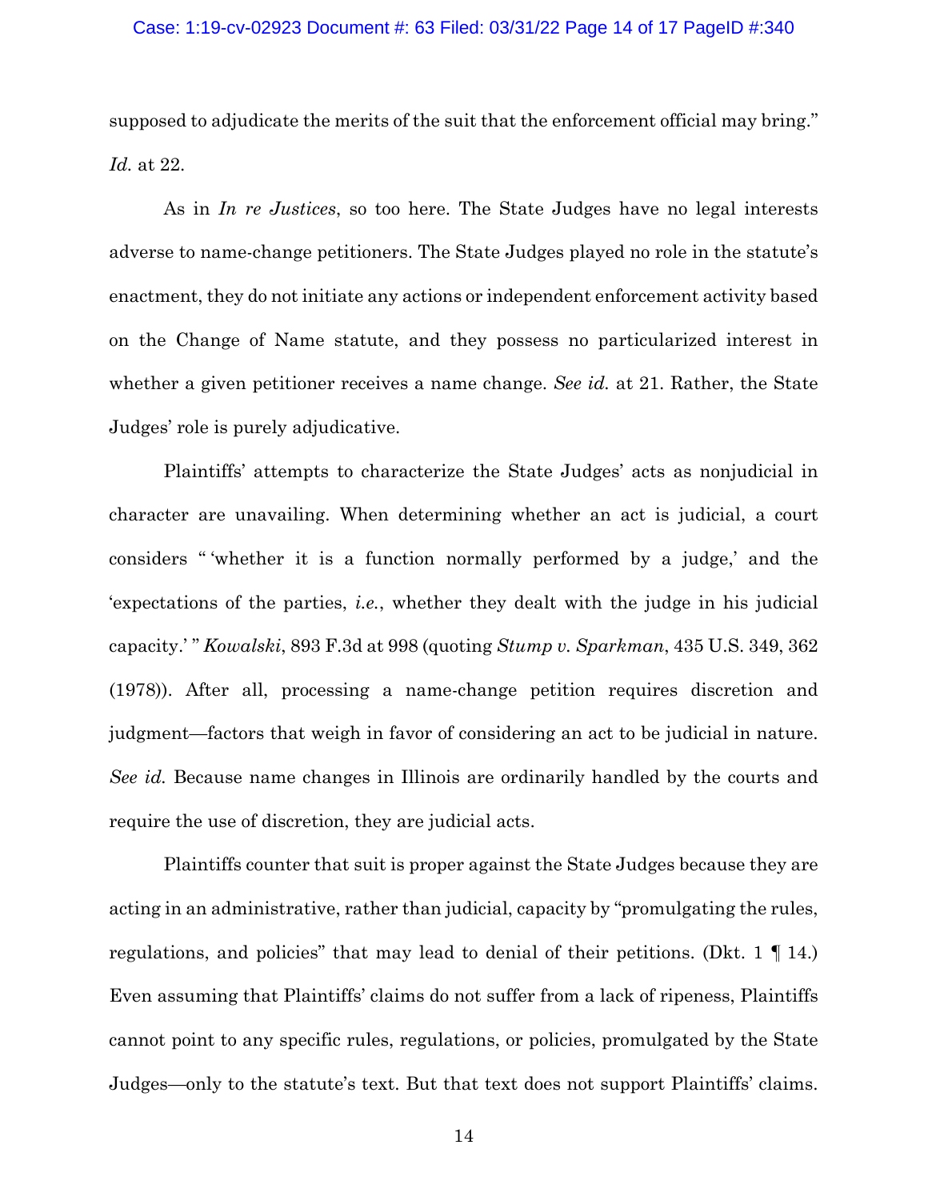supposed to adjudicate the merits of the suit that the enforcement official may bring." *Id.* at 22.

As in *In re Justices*, so too here. The State Judges have no legal interests adverse to name-change petitioners. The State Judges played no role in the statute's enactment, they do not initiate any actions or independent enforcement activity based on the Change of Name statute, and they possess no particularized interest in whether a given petitioner receives a name change. *See id.* at 21. Rather, the State Judges' role is purely adjudicative.

Plaintiffs' attempts to characterize the State Judges' acts as nonjudicial in character are unavailing. When determining whether an act is judicial, a court considers " 'whether it is a function normally performed by a judge,' and the 'expectations of the parties, *i.e.*, whether they dealt with the judge in his judicial capacity.' " *Kowalski*, 893 F.3d at 998 (quoting *Stump v. Sparkman*, 435 U.S. 349, 362 (1978)). After all, processing a name-change petition requires discretion and judgment—factors that weigh in favor of considering an act to be judicial in nature. *See id.* Because name changes in Illinois are ordinarily handled by the courts and require the use of discretion, they are judicial acts.

Plaintiffs counter that suit is proper against the State Judges because they are acting in an administrative, rather than judicial, capacity by "promulgating the rules, regulations, and policies" that may lead to denial of their petitions. (Dkt. 1 ¶ 14.) Even assuming that Plaintiffs' claims do not suffer from a lack of ripeness, Plaintiffs cannot point to any specific rules, regulations, or policies, promulgated by the State Judges—only to the statute's text. But that text does not support Plaintiffs' claims.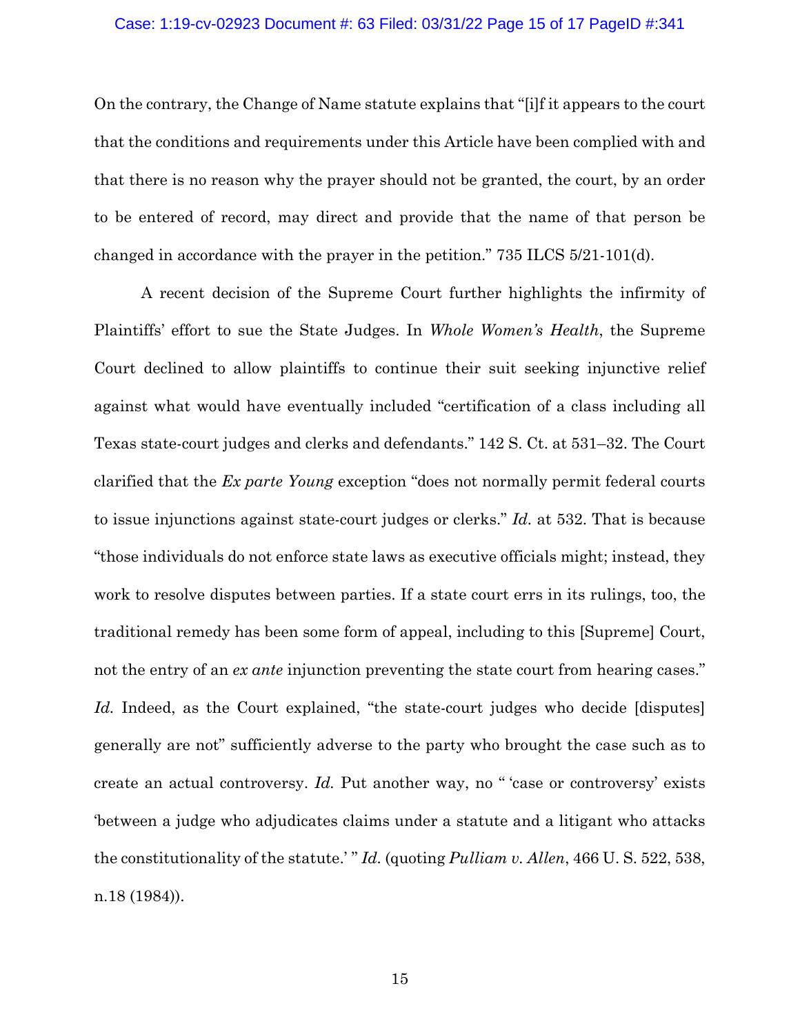On the contrary, the Change of Name statute explains that "[i]f it appears to the court that the conditions and requirements under this Article have been complied with and that there is no reason why the prayer should not be granted, the court, by an order to be entered of record, may direct and provide that the name of that person be changed in accordance with the prayer in the petition." 735 ILCS 5/21-101(d).

A recent decision of the Supreme Court further highlights the infirmity of Plaintiffs' effort to sue the State Judges. In *Whole Women's Health*, the Supreme Court declined to allow plaintiffs to continue their suit seeking injunctive relief against what would have eventually included "certification of a class including all Texas state-court judges and clerks and defendants." 142 S. Ct. at 531–32. The Court clarified that the *Ex parte Young* exception "does not normally permit federal courts to issue injunctions against state-court judges or clerks." *Id.* at 532. That is because "those individuals do not enforce state laws as executive officials might; instead, they work to resolve disputes between parties. If a state court errs in its rulings, too, the traditional remedy has been some form of appeal, including to this [Supreme] Court, not the entry of an *ex ante* injunction preventing the state court from hearing cases." *Id.* Indeed, as the Court explained, "the state-court judges who decide [disputes] generally are not" sufficiently adverse to the party who brought the case such as to create an actual controversy. *Id.* Put another way, no " 'case or controversy' exists 'between a judge who adjudicates claims under a statute and a litigant who attacks the constitutionality of the statute.' " *Id.* (quoting *Pulliam v. Allen*, 466 U. S. 522, 538, n.18 (1984)).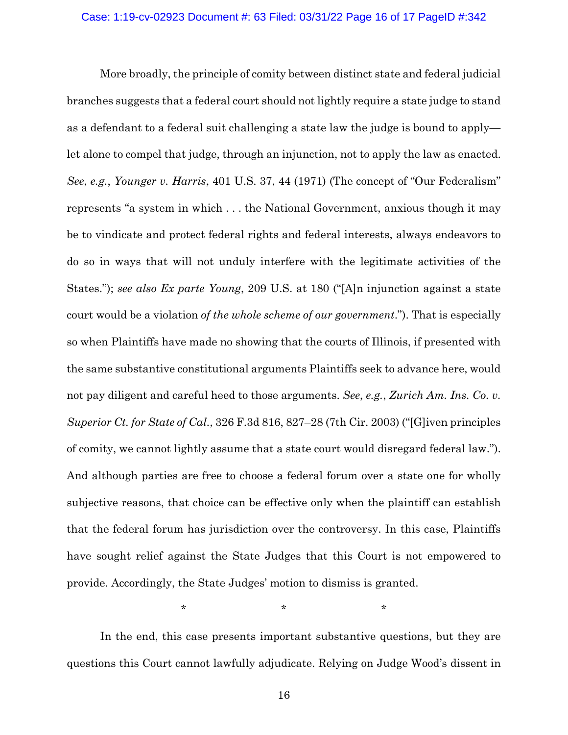More broadly, the principle of comity between distinct state and federal judicial branches suggests that a federal court should not lightly require a state judge to stand as a defendant to a federal suit challenging a state law the judge is bound to apply—let alone to compel that judge, through an injunction, not to apply the law as enacted. *See*, *e.g.*, *Younger v. Harris*, 401 U.S. 37, 44 (1971) (The concept of "Our Federalism" represents "a system in which . . . the National Government, anxious though it may be to vindicate and protect federal rights and federal interests, always endeavors to do so in ways that will not unduly interfere with the legitimate activities of the States."); *see also Ex parte Young*, 209 U.S. at 180 ("[A]n injunction against a state court would be a violation *of the whole scheme of our government*."). That is especially so when Plaintiffs have made no showing that the courts of Illinois, if presented with the same substantive constitutional arguments Plaintiffs seek to advance here, would not pay diligent and careful heed to those arguments. *See*, *e.g.*, *Zurich Am. Ins. Co. v. Superior Ct. for State of Cal.*, 326 F.3d 816, 827–28 (7th Cir. 2003) ("[G]iven principles of comity, we cannot lightly assume that a state court would disregard federal law."). And although parties are free to choose a federal forum over a state one for wholly subjective reasons, that choice can be effective only when the plaintiff can establish that the federal forum has jurisdiction over the controversy. In this case, Plaintiffs have sought relief against the State Judges that this Court is not empowered to provide. Accordingly, the State Judges' motion to dismiss is granted.

\*     \*     \*

In the end, this case presents important substantive questions, but they are questions this Court cannot lawfully adjudicate. Relying on Judge Wood's dissent in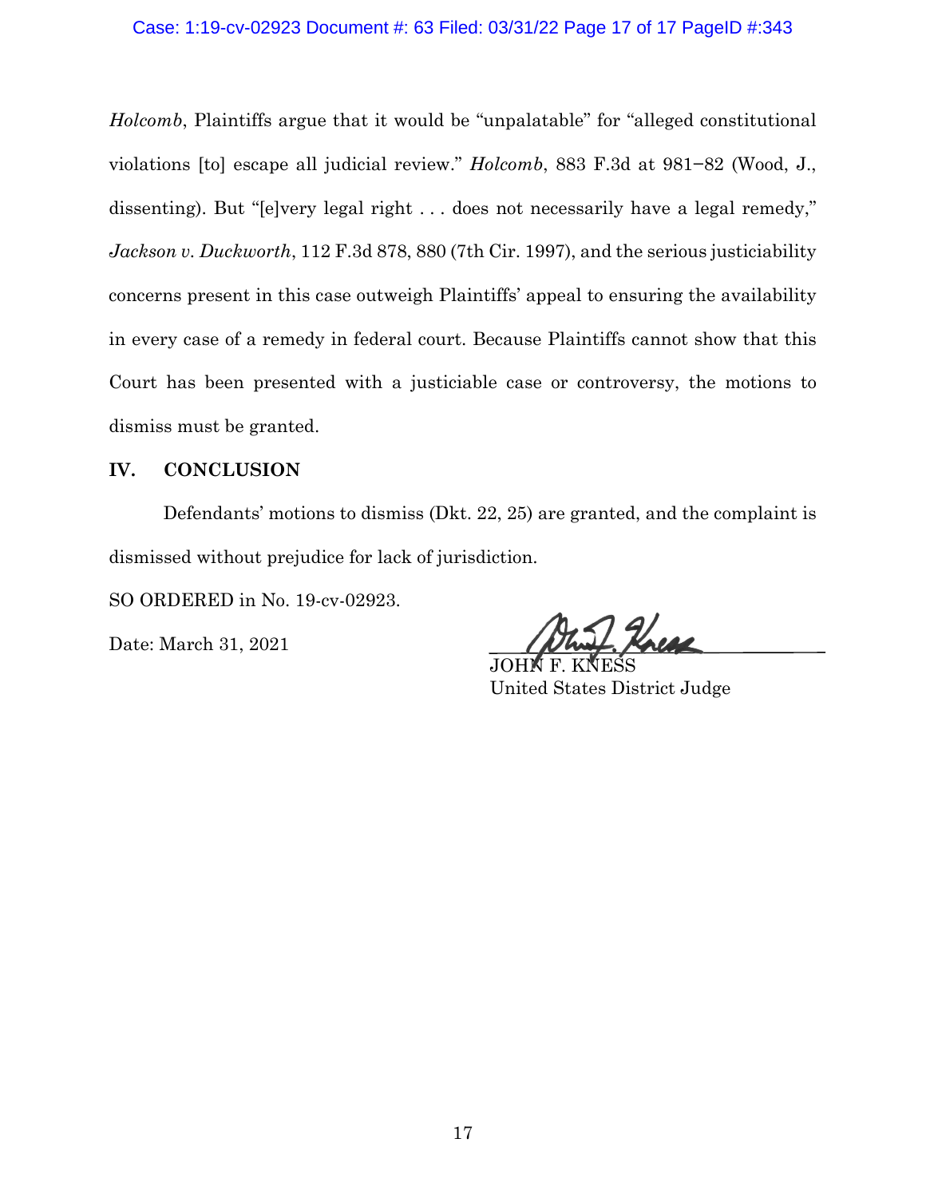*Holcomb*, Plaintiffs argue that it would be "unpalatable" for "alleged constitutional violations [to] escape all judicial review." *Holcomb*, 883 F.3d at 981−82 (Wood, J., dissenting). But "[e]very legal right . . . does not necessarily have a legal remedy," *Jackson v. Duckworth*, 112 F.3d 878, 880 (7th Cir. 1997), and the serious justiciability concerns present in this case outweigh Plaintiffs' appeal to ensuring the availability in every case of a remedy in federal court. Because Plaintiffs cannot show that this Court has been presented with a justiciable case or controversy, the motions to dismiss must be granted.

## IV. CONCLUSION

Defendants' motions to dismiss (Dkt. 22, 25) are granted, and the complaint is dismissed without prejudice for lack of jurisdiction.

SO ORDERED in No. 19-cv-02923.

Date: March 31, 2021

JOHN F. KNESS
United States District Judge